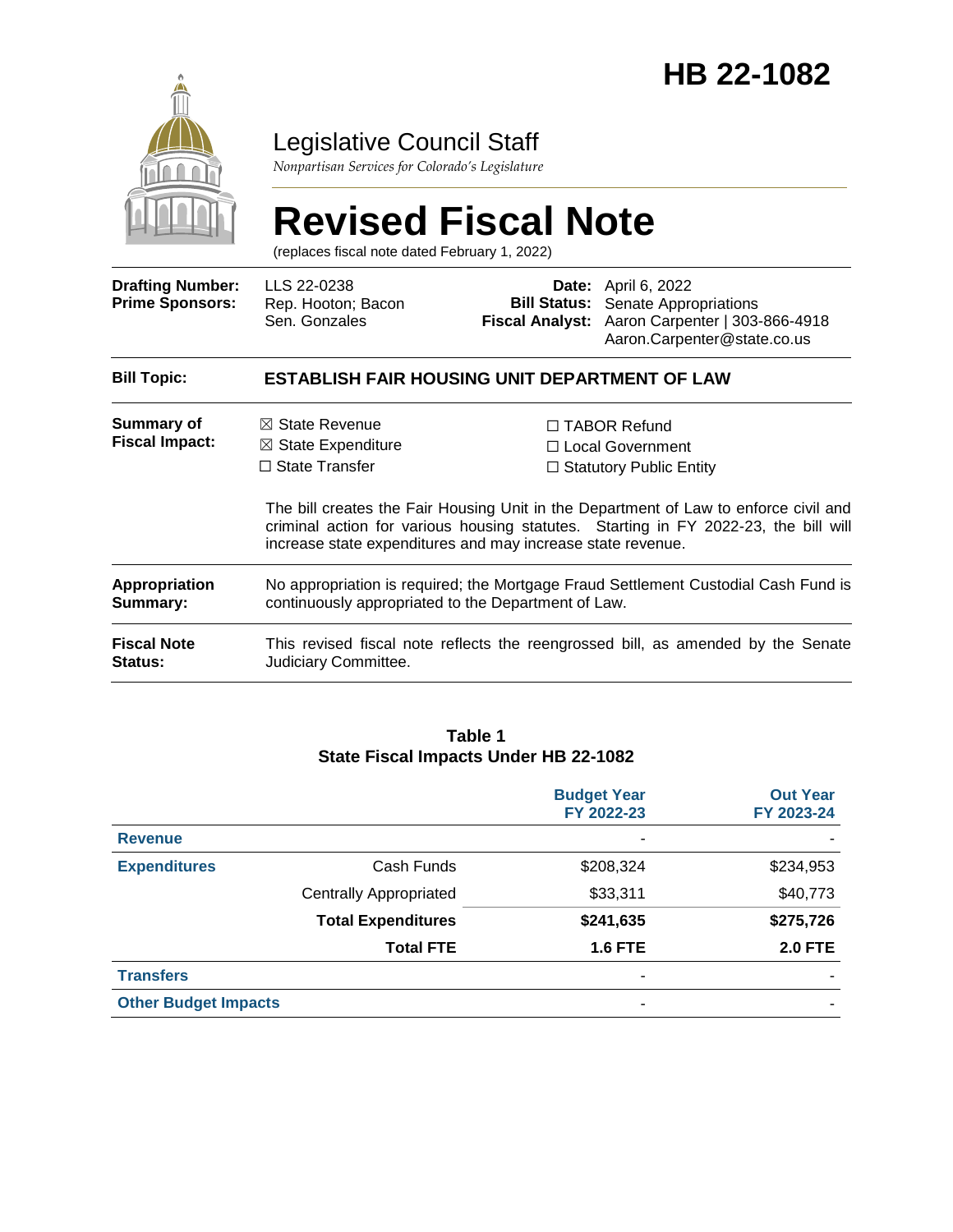# HB 22-1082

Legislative Council Staff

*Nonpartisan Services for Colorado's Legislature*

# Revised Fiscal Note

(replaces fiscal note dated February 1, 2022)

| | | | |
|---|---|---|---|
| **Drafting Number:** | LLS 22-0238 | **Date:** | April 6, 2022 |
| **Prime Sponsors:** | Rep. Hooton; Bacon<br>Sen. Gonzales | **Bill Status:** | Senate Appropriations |
| | | **Fiscal Analyst:** | Aaron Carpenter \| 303-866-4918<br>Aaron.Carpenter@state.co.us |

| | |
|---|---|
| **Bill Topic:** | **ESTABLISH FAIR HOUSING UNIT DEPARTMENT OF LAW** |
| **Summary of Fiscal Impact:** | ☒ State Revenue<br>☒ State Expenditure<br>☐ State Transfer<br>☐ TABOR Refund<br>☐ Local Government<br>☐ Statutory Public Entity<br><br>The bill creates the Fair Housing Unit in the Department of Law to enforce civil and criminal action for various housing statutes. Starting in FY 2022-23, the bill will increase state expenditures and may increase state revenue. |
| **Appropriation Summary:** | No appropriation is required; the Mortgage Fraud Settlement Custodial Cash Fund is continuously appropriated to the Department of Law. |
| **Fiscal Note Status:** | This revised fiscal note reflects the reengrossed bill, as amended by the Senate Judiciary Committee. |

**Table 1**
**State Fiscal Impacts Under HB 22-1082**

| | | Budget Year FY 2022-23 | Out Year FY 2023-24 |
|---|---|---|---|
| **Revenue** | | - | - |
| **Expenditures** | Cash Funds | $208,324 | $234,953 |
| | Centrally Appropriated | $33,311 | $40,773 |
| | **Total Expenditures** | **$241,635** | **$275,726** |
| | **Total FTE** | **1.6 FTE** | **2.0 FTE** |
| **Transfers** | | - | - |
| **Other Budget Impacts** | | - | - |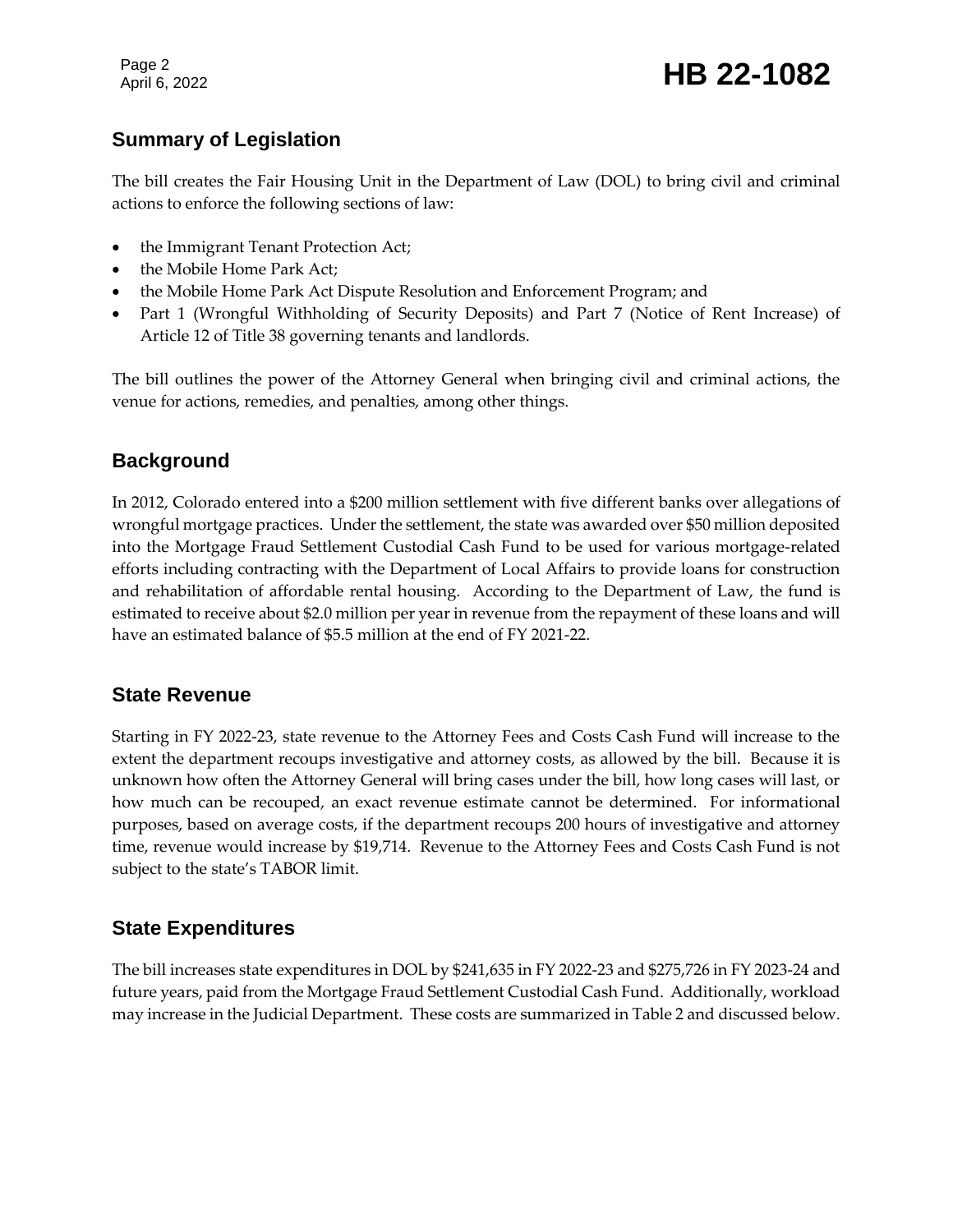## Summary of Legislation

The bill creates the Fair Housing Unit in the Department of Law (DOL) to bring civil and criminal actions to enforce the following sections of law:

- the Immigrant Tenant Protection Act;
- the Mobile Home Park Act;
- the Mobile Home Park Act Dispute Resolution and Enforcement Program; and
- Part 1 (Wrongful Withholding of Security Deposits) and Part 7 (Notice of Rent Increase) of Article 12 of Title 38 governing tenants and landlords.

The bill outlines the power of the Attorney General when bringing civil and criminal actions, the venue for actions, remedies, and penalties, among other things.

## Background

In 2012, Colorado entered into a $200 million settlement with five different banks over allegations of wrongful mortgage practices. Under the settlement, the state was awarded over $50 million deposited into the Mortgage Fraud Settlement Custodial Cash Fund to be used for various mortgage-related efforts including contracting with the Department of Local Affairs to provide loans for construction and rehabilitation of affordable rental housing. According to the Department of Law, the fund is estimated to receive about $2.0 million per year in revenue from the repayment of these loans and will have an estimated balance of $5.5 million at the end of FY 2021-22.

## State Revenue

Starting in FY 2022-23, state revenue to the Attorney Fees and Costs Cash Fund will increase to the extent the department recoups investigative and attorney costs, as allowed by the bill. Because it is unknown how often the Attorney General will bring cases under the bill, how long cases will last, or how much can be recouped, an exact revenue estimate cannot be determined. For informational purposes, based on average costs, if the department recoups 200 hours of investigative and attorney time, revenue would increase by $19,714. Revenue to the Attorney Fees and Costs Cash Fund is not subject to the state's TABOR limit.

## State Expenditures

The bill increases state expenditures in DOL by $241,635 in FY 2022-23 and $275,726 in FY 2023-24 and future years, paid from the Mortgage Fraud Settlement Custodial Cash Fund. Additionally, workload may increase in the Judicial Department. These costs are summarized in Table 2 and discussed below.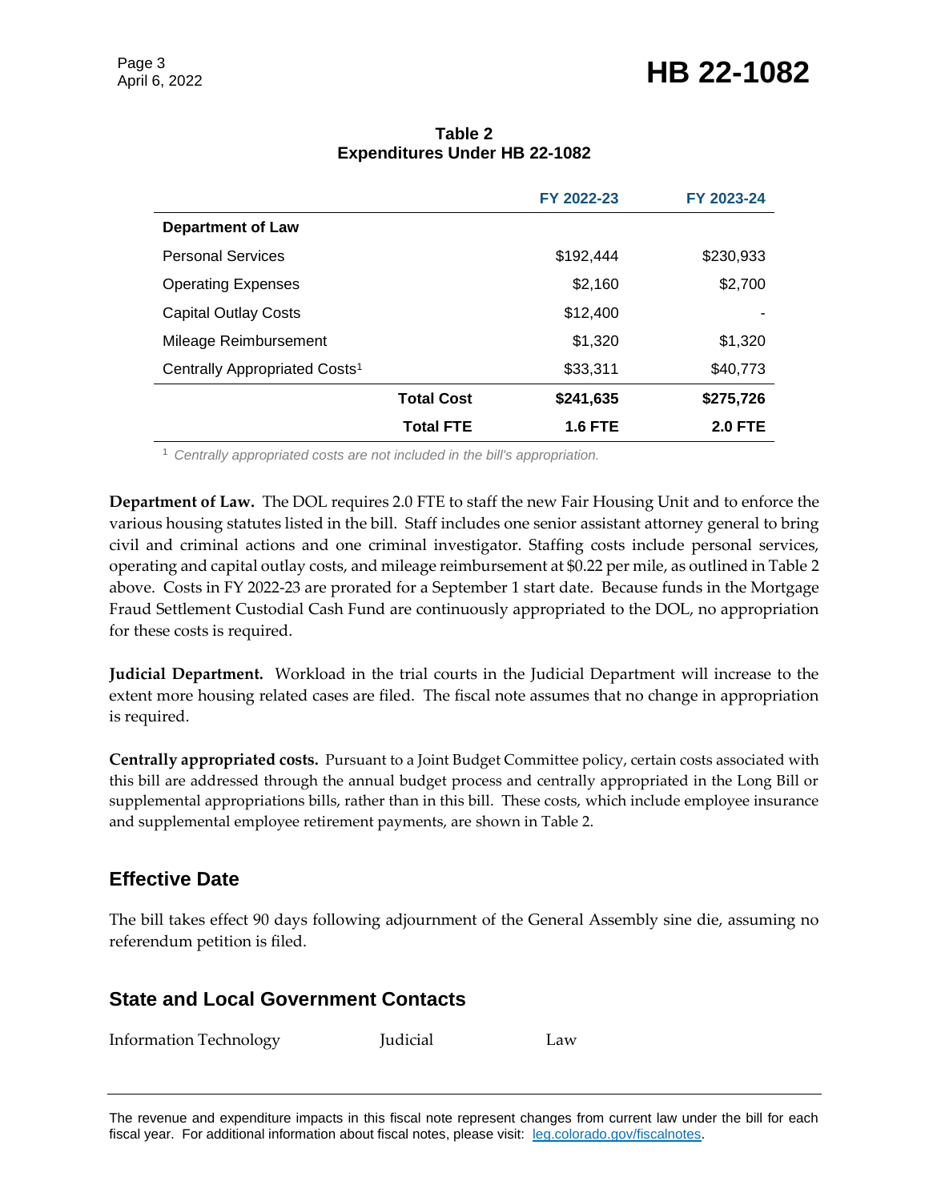**Table 2**
**Expenditures Under HB 22-1082**

| | | FY 2022-23 | FY 2023-24 |
|---|---|---|---|
| **Department of Law** | | | |
| Personal Services | | $192,444 | $230,933 |
| Operating Expenses | | $2,160 | $2,700 |
| Capital Outlay Costs | | $12,400 | - |
| Mileage Reimbursement | | $1,320 | $1,320 |
| Centrally Appropriated Costs[1] | | $33,311 | $40,773 |
| | **Total Cost** | **$241,635** | **$275,726** |
| | **Total FTE** | **1.6 FTE** | **2.0 FTE** |

[1] *Centrally appropriated costs are not included in the bill's appropriation.*

**Department of Law.** The DOL requires 2.0 FTE to staff the new Fair Housing Unit and to enforce the various housing statutes listed in the bill. Staff includes one senior assistant attorney general to bring civil and criminal actions and one criminal investigator. Staffing costs include personal services, operating and capital outlay costs, and mileage reimbursement at $0.22 per mile, as outlined in Table 2 above. Costs in FY 2022-23 are prorated for a September 1 start date. Because funds in the Mortgage Fraud Settlement Custodial Cash Fund are continuously appropriated to the DOL, no appropriation for these costs is required.

**Judicial Department.** Workload in the trial courts in the Judicial Department will increase to the extent more housing related cases are filed. The fiscal note assumes that no change in appropriation is required.

**Centrally appropriated costs.** Pursuant to a Joint Budget Committee policy, certain costs associated with this bill are addressed through the annual budget process and centrally appropriated in the Long Bill or supplemental appropriations bills, rather than in this bill. These costs, which include employee insurance and supplemental employee retirement payments, are shown in Table 2.

## Effective Date

The bill takes effect 90 days following adjournment of the General Assembly sine die, assuming no referendum petition is filed.

## State and Local Government Contacts

Information Technology Judicial Law

The revenue and expenditure impacts in this fiscal note represent changes from current law under the bill for each fiscal year. For additional information about fiscal notes, please visit: leg.colorado.gov/fiscalnotes.